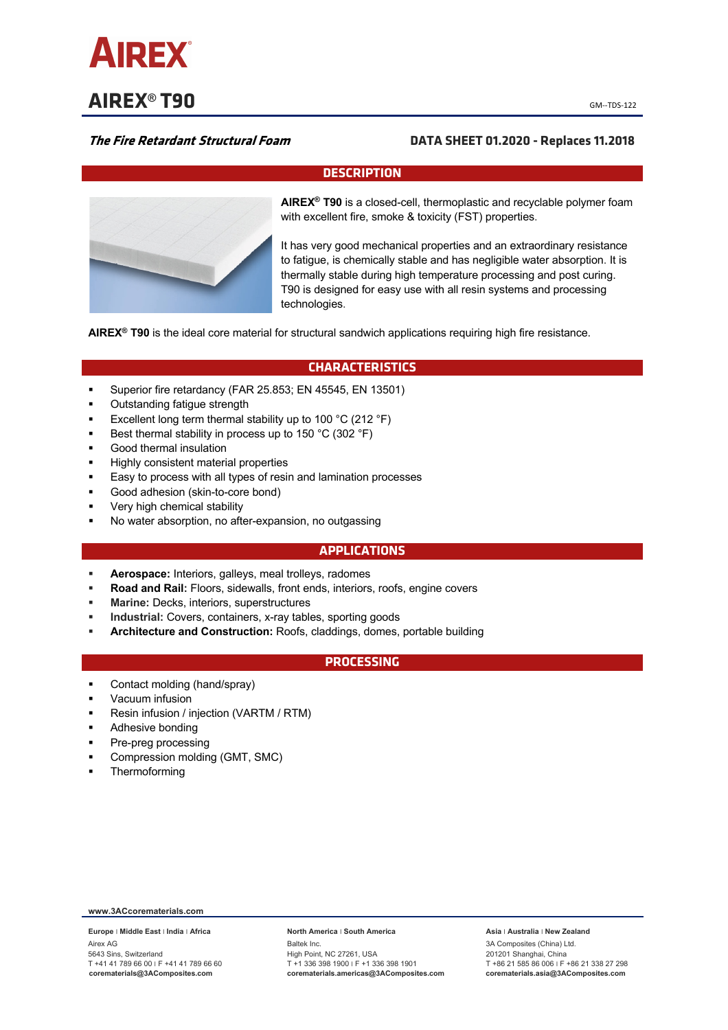# AIREX® T90

GM--TDS-122

***The Fire Retardant Structural Foam***

**DATA SHEET 01.2020 - Replaces 11.2018**

## DESCRIPTION

**AIREX® T90** is a closed-cell, thermoplastic and recyclable polymer foam with excellent fire, smoke & toxicity (FST) properties.

It has very good mechanical properties and an extraordinary resistance to fatigue, is chemically stable and has negligible water absorption. It is thermally stable during high temperature processing and post curing. T90 is designed for easy use with all resin systems and processing technologies.

**AIREX® T90** is the ideal core material for structural sandwich applications requiring high fire resistance.

## CHARACTERISTICS

- Superior fire retardancy (FAR 25.853; EN 45545, EN 13501)
- Outstanding fatigue strength
- Excellent long term thermal stability up to 100 °C (212 °F)
- Best thermal stability in process up to 150 °C (302 °F)
- Good thermal insulation
- Highly consistent material properties
- Easy to process with all types of resin and lamination processes
- Good adhesion (skin-to-core bond)
- Very high chemical stability
- No water absorption, no after-expansion, no outgassing

## APPLICATIONS

- **Aerospace:** Interiors, galleys, meal trolleys, radomes
- **Road and Rail:** Floors, sidewalls, front ends, interiors, roofs, engine covers
- **Marine:** Decks, interiors, superstructures
- **Industrial:** Covers, containers, x-ray tables, sporting goods
- **Architecture and Construction:** Roofs, claddings, domes, portable building

## PROCESSING

- Contact molding (hand/spray)
- Vacuum infusion
- Resin infusion / injection (VARTM / RTM)
- Adhesive bonding
- Pre-preg processing
- Compression molding (GMT, SMC)
- Thermoforming

**www.3ACcorematerials.com**

**Europe | Middle East | India | Africa**
Airex AG
5643 Sins, Switzerland
T +41 41 789 66 00 | F +41 41 789 66 60
**corematerials@3AComposites.com**

**North America | South America**
Baltek Inc.
High Point, NC 27261, USA
T +1 336 398 1900 | F +1 336 398 1901
**corematerials.americas@3AComposites.com**

**Asia | Australia | New Zealand**
3A Composites (China) Ltd.
201201 Shanghai, China
T +86 21 585 86 006 | F +86 21 338 27 298
**corematerials.asia@3AComposites.com**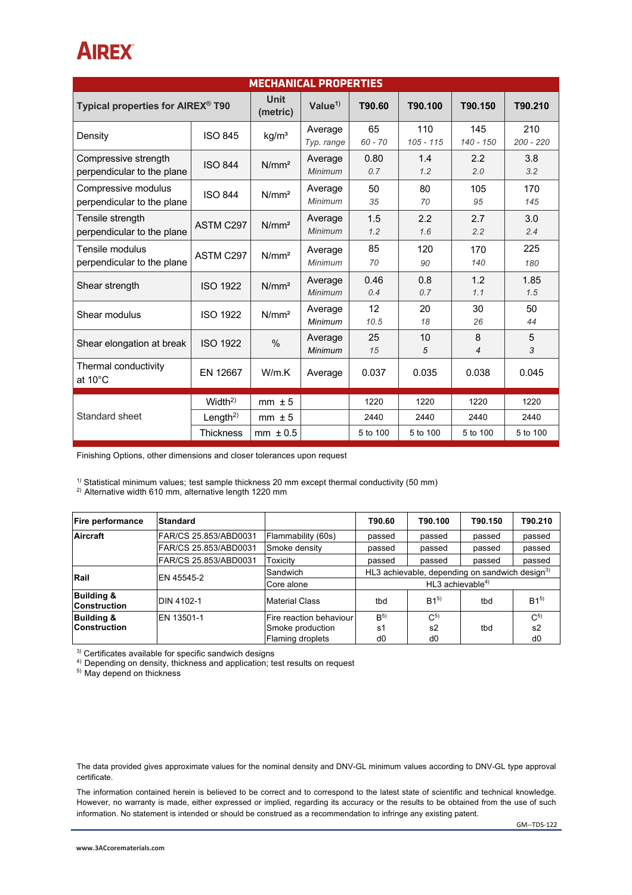# AIREX®

## MECHANICAL PROPERTIES

| Typical properties for AIREX® T90 | | Unit (metric) | Value[1)] | T90.60 | T90.100 | T90.150 | T90.210 |
|---|---|---|---|---|---|---|---|
| Density | ISO 845 | kg/m³ | Average<br>*Typ. range* | 65<br>*60 - 70* | 110<br>*105 - 115* | 145<br>*140 - 150* | 210<br>*200 - 220* |
| Compressive strength perpendicular to the plane | ISO 844 | N/mm² | Average<br>*Minimum* | 0.80<br>*0.7* | 1.4<br>*1.2* | 2.2<br>*2.0* | 3.8<br>*3.2* |
| Compressive modulus perpendicular to the plane | ISO 844 | N/mm² | Average<br>*Minimum* | 50<br>*35* | 80<br>*70* | 105<br>*95* | 170<br>*145* |
| Tensile strength perpendicular to the plane | ASTM C297 | N/mm² | Average<br>*Minimum* | 1.5<br>*1.2* | 2.2<br>*1.6* | 2.7<br>*2.2* | 3.0<br>*2.4* |
| Tensile modulus perpendicular to the plane | ASTM C297 | N/mm² | Average<br>*Minimum* | 85<br>*70* | 120<br>*90* | 170<br>*140* | 225<br>*180* |
| Shear strength | ISO 1922 | N/mm² | Average<br>*Minimum* | 0.46<br>*0.4* | 0.8<br>*0.7* | 1.2<br>*1.1* | 1.85<br>*1.5* |
| Shear modulus | ISO 1922 | N/mm² | Average<br>*Minimum* | 12<br>*10.5* | 20<br>*18* | 30<br>*26* | 50<br>*44* |
| Shear elongation at break | ISO 1922 | % | Average<br>*Minimum* | 25<br>*15* | 10<br>*5* | 8<br>*4* | 5<br>*3* |
| Thermal conductivity at 10°C | EN 12667 | W/m.K | Average | 0.037 | 0.035 | 0.038 | 0.045 |
| Standard sheet | Width[2)] | mm ± 5 | | 1220 | 1220 | 1220 | 1220 |
| | Length[2)] | mm ± 5 | | 2440 | 2440 | 2440 | 2440 |
| | Thickness | mm ± 0.5 | | 5 to 100 | 5 to 100 | 5 to 100 | 5 to 100 |

Finishing Options, other dimensions and closer tolerances upon request

[1)] Statistical minimum values; test sample thickness 20 mm except thermal conductivity (50 mm)
[2)] Alternative width 610 mm, alternative length 1220 mm

| Fire performance | Standard | | T90.60 | T90.100 | T90.150 | T90.210 |
|---|---|---|---|---|---|---|
| **Aircraft** | FAR/CS 25.853/ABD0031 | Flammability (60s) | passed | passed | passed | passed |
| | FAR/CS 25.853/ABD0031 | Smoke density | passed | passed | passed | passed |
| | FAR/CS 25.853/ABD0031 | Toxicity | passed | passed | passed | passed |
| **Rail** | EN 45545-2 | Sandwich | HL3 achievable, depending on sandwich design[3)] | | | |
| | | Core alone | HL3 achievable[4)] | | | |
| **Building & Construction** | DIN 4102-1 | Material Class | tbd | B1[5)] | tbd | B1[5)] |
| **Building & Construction** | EN 13501-1 | Fire reaction behaviour<br>Smoke production<br>Flaming droplets | B[5)]<br>s1<br>d0 | C[5)]<br>s2<br>d0 | tbd | C[5)]<br>s2<br>d0 |

[3)] Certificates available for specific sandwich designs
[4)] Depending on density, thickness and application; test results on request
[5)] May depend on thickness

The data provided gives approximate values for the nominal density and DNV-GL minimum values according to DNV-GL type approval certificate.

The information contained herein is believed to be correct and to correspond to the latest state of scientific and technical knowledge. However, no warranty is made, either expressed or implied, regarding its accuracy or the results to be obtained from the use of such information. No statement is intended or should be construed as a recommendation to infringe any existing patent.

GM--TDS-122

www.3ACcorematerials.com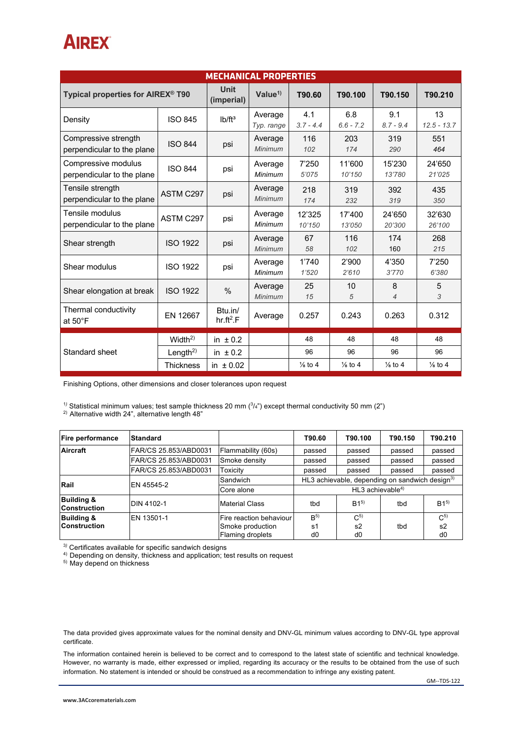# AIREX

## MECHANICAL PROPERTIES

| Typical properties for AIREX® T90 | | Unit (imperial) | Value[1] | T90.60 | T90.100 | T90.150 | T90.210 |
|---|---|---|---|---|---|---|---|
| Density | ISO 845 | lb/ft³ | Average / *Typ. range* | 4.1 / *3.7 - 4.4* | 6.8 / *6.6 - 7.2* | 9.1 / *8.7 - 9.4* | 13 / *12.5 - 13.7* |
| Compressive strength perpendicular to the plane | ISO 844 | psi | Average / *Minimum* | 116 / *102* | 203 / *174* | 319 / *290* | 551 / *464* |
| Compressive modulus perpendicular to the plane | ISO 844 | psi | Average / *Minimum* | 7'250 / *5'075* | 11'600 / *10'150* | 15'230 / *13'780* | 24'650 / *21'025* |
| Tensile strength perpendicular to the plane | ASTM C297 | psi | Average / *Minimum* | 218 / *174* | 319 / *232* | 392 / *319* | 435 / *350* |
| Tensile modulus perpendicular to the plane | ASTM C297 | psi | Average / *Minimum* | 12'325 / *10'150* | 17'400 / *13'050* | 24'650 / *20'300* | 32'630 / *26'100* |
| Shear strength | ISO 1922 | psi | Average / *Minimum* | 67 / *58* | 116 / *102* | 174 / 160 | 268 / *215* |
| Shear modulus | ISO 1922 | psi | Average / *Minimum* | 1'740 / *1'520* | 2'900 / *2'610* | 4'350 / *3'770* | 7'250 / *6'380* |
| Shear elongation at break | ISO 1922 | % | Average / *Minimum* | 25 / *15* | 10 / *5* | 8 / *4* | 5 / *3* |
| Thermal conductivity at 50°F | EN 12667 | Btu.in/ hr.ft².F | Average | 0.257 | 0.243 | 0.263 | 0.312 |
| Standard sheet | Width[2] | in ± 0.2 | | 48 | 48 | 48 | 48 |
| | Length[2] | in ± 0.2 | | 96 | 96 | 96 | 96 |
| | Thickness | in ± 0.02 | | ⅛ to 4 | ⅛ to 4 | ⅛ to 4 | ⅛ to 4 |

Finishing Options, other dimensions and closer tolerances upon request

[1] Statistical minimum values; test sample thickness 20 mm (3/4") except thermal conductivity 50 mm (2")
[2] Alternative width 24", alternative length 48"

| **Fire performance** | **Standard** | | **T90.60** | **T90.100** | **T90.150** | **T90.210** |
|---|---|---|---|---|---|---|
| **Aircraft** | FAR/CS 25.853/ABD0031 | Flammability (60s) | passed | passed | passed | passed |
| | FAR/CS 25.853/ABD0031 | Smoke density | passed | passed | passed | passed |
| | FAR/CS 25.853/ABD0031 | Toxicity | passed | passed | passed | passed |
| **Rail** | EN 45545-2 | Sandwich | HL3 achievable, depending on sandwich design[3] | | | |
| | | Core alone | HL3 achievable[4] | | | |
| **Building & Construction** | DIN 4102-1 | Material Class | tbd | B1[5] | tbd | B1[5] |
| **Building & Construction** | EN 13501-1 | Fire reaction behaviour / Smoke production / Flaming droplets | B[5] / s1 / d0 | C[5] / s2 / d0 | tbd | C[5] / s2 / d0 |

[3] Certificates available for specific sandwich designs
[4] Depending on density, thickness and application; test results on request
[5] May depend on thickness

The data provided gives approximate values for the nominal density and DNV-GL minimum values according to DNV-GL type approval certificate.

The information contained herein is believed to be correct and to correspond to the latest state of scientific and technical knowledge. However, no warranty is made, either expressed or implied, regarding its accuracy or the results to be obtained from the use of such information. No statement is intended or should be construed as a recommendation to infringe any existing patent.

GM--TDS-122

www.3ACcorematerials.com